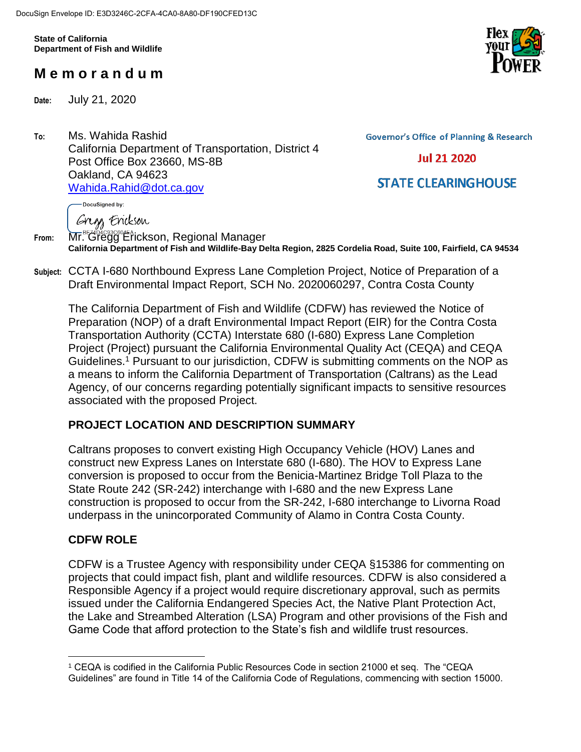DocuSign Envelope ID: E3D3246C-2CFA-4CA0-8A80-DF190CFED13C

**State of California**
**Department of Fish and Wildlife**

# Memorandum

Governor's Office of Planning & Research

Jul 21 2020

STATE CLEARINGHOUSE

**Date:** July 21, 2020

**To:** Ms. Wahida Rashid
California Department of Transportation, District 4
Post Office Box 23660, MS-8B
Oakland, CA 94623
Wahida.Rahid@dot.ca.gov

DocuSigned by:
Gregg Erickson
BE7404C93C6045A...

**From:** Mr. Gregg Erickson, Regional Manager
**California Department of Fish and Wildlife-Bay Delta Region, 2825 Cordelia Road, Suite 100, Fairfield, CA 94534**

**Subject:** CCTA I-680 Northbound Express Lane Completion Project, Notice of Preparation of a Draft Environmental Impact Report, SCH No. 2020060297, Contra Costa County

The California Department of Fish and Wildlife (CDFW) has reviewed the Notice of Preparation (NOP) of a draft Environmental Impact Report (EIR) for the Contra Costa Transportation Authority (CCTA) Interstate 680 (I-680) Express Lane Completion Project (Project) pursuant the California Environmental Quality Act (CEQA) and CEQA Guidelines.[1] Pursuant to our jurisdiction, CDFW is submitting comments on the NOP as a means to inform the California Department of Transportation (Caltrans) as the Lead Agency, of our concerns regarding potentially significant impacts to sensitive resources associated with the proposed Project.

## PROJECT LOCATION AND DESCRIPTION SUMMARY

Caltrans proposes to convert existing High Occupancy Vehicle (HOV) Lanes and construct new Express Lanes on Interstate 680 (I-680). The HOV to Express Lane conversion is proposed to occur from the Benicia-Martinez Bridge Toll Plaza to the State Route 242 (SR-242) interchange with I-680 and the new Express Lane construction is proposed to occur from the SR-242, I-680 interchange to Livorna Road underpass in the unincorporated Community of Alamo in Contra Costa County.

## CDFW ROLE

CDFW is a Trustee Agency with responsibility under CEQA §15386 for commenting on projects that could impact fish, plant and wildlife resources. CDFW is also considered a Responsible Agency if a project would require discretionary approval, such as permits issued under the California Endangered Species Act, the Native Plant Protection Act, the Lake and Streambed Alteration (LSA) Program and other provisions of the Fish and Game Code that afford protection to the State's fish and wildlife trust resources.

---

[1] CEQA is codified in the California Public Resources Code in section 21000 et seq. The "CEQA Guidelines" are found in Title 14 of the California Code of Regulations, commencing with section 15000.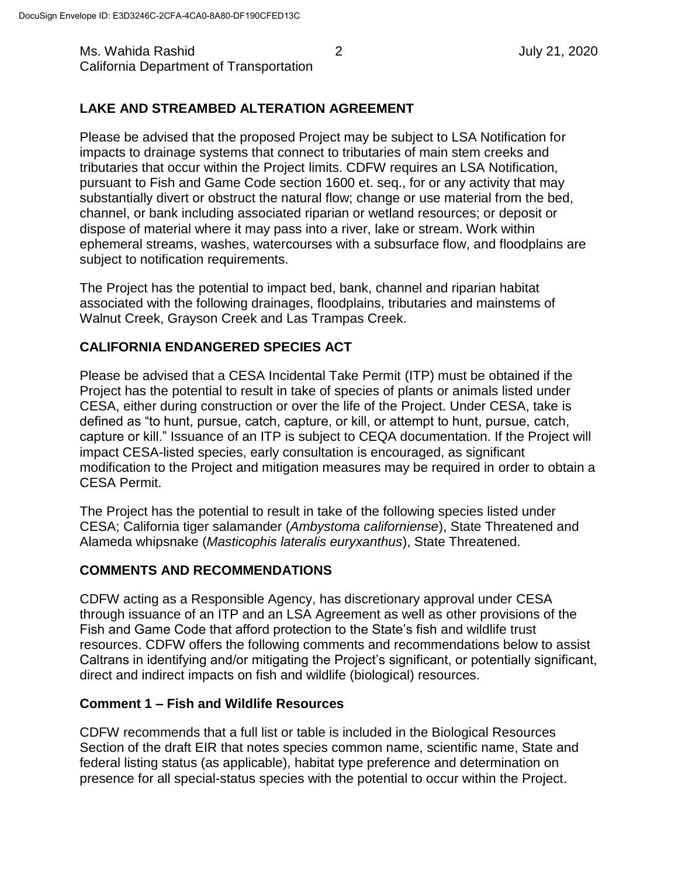## LAKE AND STREAMBED ALTERATION AGREEMENT

Please be advised that the proposed Project may be subject to LSA Notification for impacts to drainage systems that connect to tributaries of main stem creeks and tributaries that occur within the Project limits. CDFW requires an LSA Notification, pursuant to Fish and Game Code section 1600 et. seq., for or any activity that may substantially divert or obstruct the natural flow; change or use material from the bed, channel, or bank including associated riparian or wetland resources; or deposit or dispose of material where it may pass into a river, lake or stream. Work within ephemeral streams, washes, watercourses with a subsurface flow, and floodplains are subject to notification requirements.

The Project has the potential to impact bed, bank, channel and riparian habitat associated with the following drainages, floodplains, tributaries and mainstems of Walnut Creek, Grayson Creek and Las Trampas Creek.

## CALIFORNIA ENDANGERED SPECIES ACT

Please be advised that a CESA Incidental Take Permit (ITP) must be obtained if the Project has the potential to result in take of species of plants or animals listed under CESA, either during construction or over the life of the Project. Under CESA, take is defined as "to hunt, pursue, catch, capture, or kill, or attempt to hunt, pursue, catch, capture or kill." Issuance of an ITP is subject to CEQA documentation. If the Project will impact CESA-listed species, early consultation is encouraged, as significant modification to the Project and mitigation measures may be required in order to obtain a CESA Permit.

The Project has the potential to result in take of the following species listed under CESA; California tiger salamander (*Ambystoma californiense*), State Threatened and Alameda whipsnake (*Masticophis lateralis euryxanthus*), State Threatened.

## COMMENTS AND RECOMMENDATIONS

CDFW acting as a Responsible Agency, has discretionary approval under CESA through issuance of an ITP and an LSA Agreement as well as other provisions of the Fish and Game Code that afford protection to the State's fish and wildlife trust resources. CDFW offers the following comments and recommendations below to assist Caltrans in identifying and/or mitigating the Project's significant, or potentially significant, direct and indirect impacts on fish and wildlife (biological) resources.

### Comment 1 – Fish and Wildlife Resources

CDFW recommends that a full list or table is included in the Biological Resources Section of the draft EIR that notes species common name, scientific name, State and federal listing status (as applicable), habitat type preference and determination on presence for all special-status species with the potential to occur within the Project.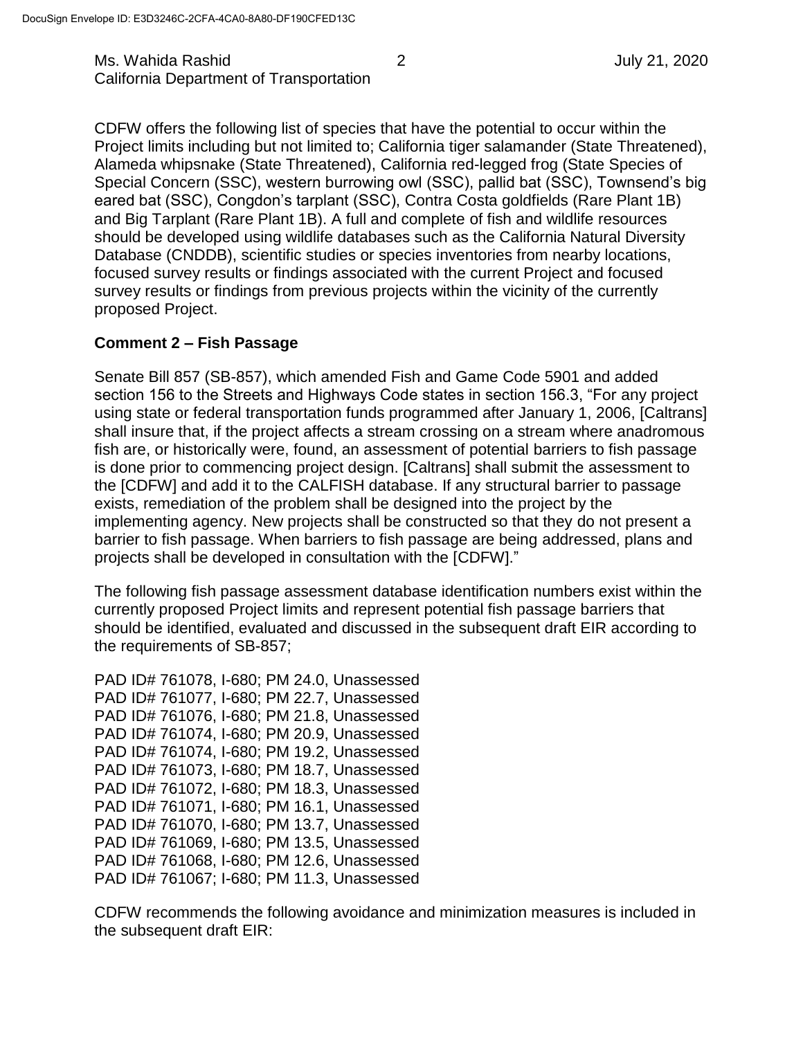CDFW offers the following list of species that have the potential to occur within the Project limits including but not limited to; California tiger salamander (State Threatened), Alameda whipsnake (State Threatened), California red-legged frog (State Species of Special Concern (SSC), western burrowing owl (SSC), pallid bat (SSC), Townsend's big eared bat (SSC), Congdon's tarplant (SSC), Contra Costa goldfields (Rare Plant 1B) and Big Tarplant (Rare Plant 1B). A full and complete of fish and wildlife resources should be developed using wildlife databases such as the California Natural Diversity Database (CNDDB), scientific studies or species inventories from nearby locations, focused survey results or findings associated with the current Project and focused survey results or findings from previous projects within the vicinity of the currently proposed Project.

**Comment 2 – Fish Passage**

Senate Bill 857 (SB-857), which amended Fish and Game Code 5901 and added section 156 to the Streets and Highways Code states in section 156.3, "For any project using state or federal transportation funds programmed after January 1, 2006, [Caltrans] shall insure that, if the project affects a stream crossing on a stream where anadromous fish are, or historically were, found, an assessment of potential barriers to fish passage is done prior to commencing project design. [Caltrans] shall submit the assessment to the [CDFW] and add it to the CALFISH database. If any structural barrier to passage exists, remediation of the problem shall be designed into the project by the implementing agency. New projects shall be constructed so that they do not present a barrier to fish passage. When barriers to fish passage are being addressed, plans and projects shall be developed in consultation with the [CDFW]."

The following fish passage assessment database identification numbers exist within the currently proposed Project limits and represent potential fish passage barriers that should be identified, evaluated and discussed in the subsequent draft EIR according to the requirements of SB-857;

PAD ID# 761078, I-680; PM 24.0, Unassessed  
PAD ID# 761077, I-680; PM 22.7, Unassessed  
PAD ID# 761076, I-680; PM 21.8, Unassessed  
PAD ID# 761074, I-680; PM 20.9, Unassessed  
PAD ID# 761074, I-680; PM 19.2, Unassessed  
PAD ID# 761073, I-680; PM 18.7, Unassessed  
PAD ID# 761072, I-680; PM 18.3, Unassessed  
PAD ID# 761071, I-680; PM 16.1, Unassessed  
PAD ID# 761070, I-680; PM 13.7, Unassessed  
PAD ID# 761069, I-680; PM 13.5, Unassessed  
PAD ID# 761068, I-680; PM 12.6, Unassessed  
PAD ID# 761067; I-680; PM 11.3, Unassessed

CDFW recommends the following avoidance and minimization measures is included in the subsequent draft EIR: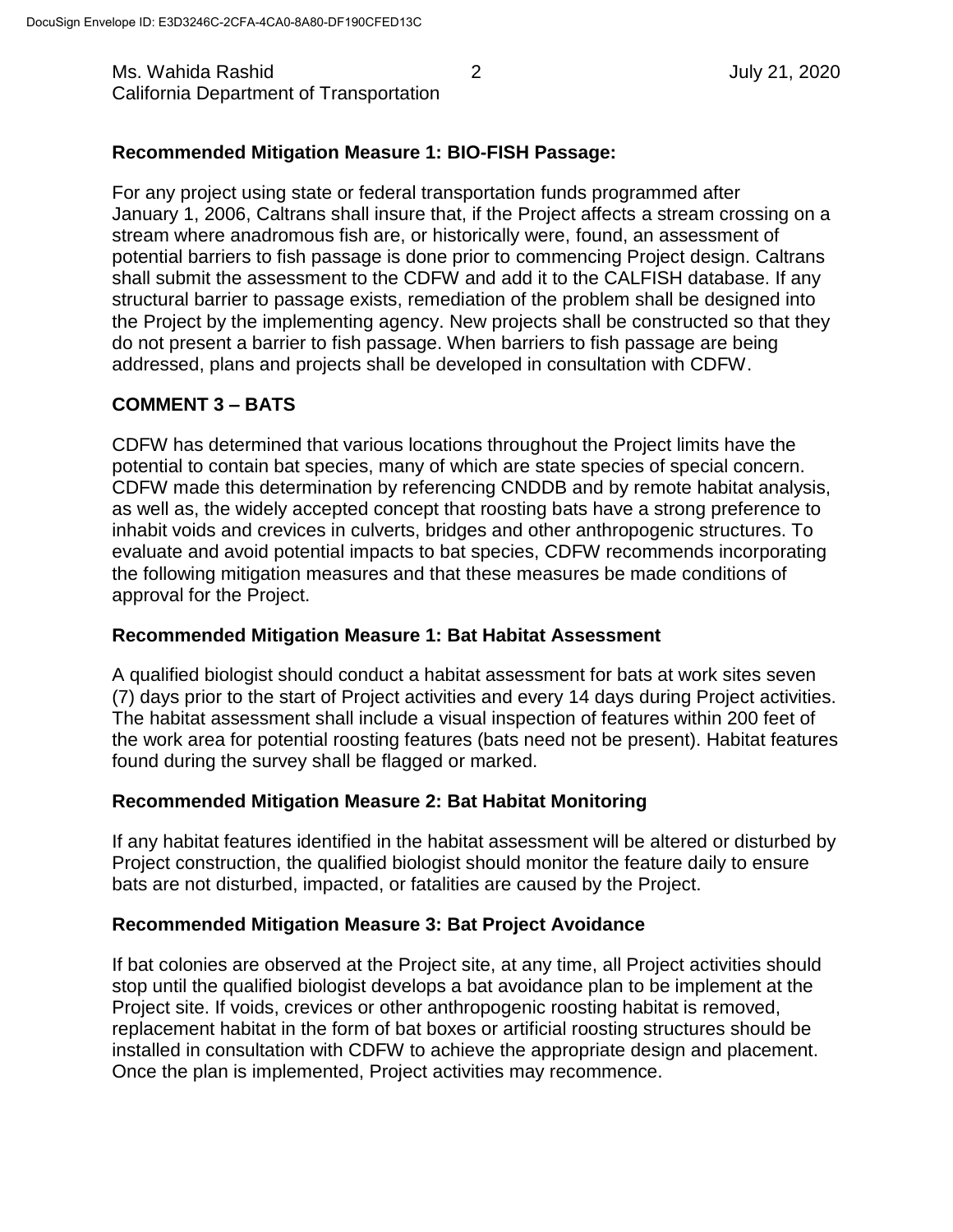### Recommended Mitigation Measure 1: BIO-FISH Passage:

For any project using state or federal transportation funds programmed after January 1, 2006, Caltrans shall insure that, if the Project affects a stream crossing on a stream where anadromous fish are, or historically were, found, an assessment of potential barriers to fish passage is done prior to commencing Project design. Caltrans shall submit the assessment to the CDFW and add it to the CALFISH database. If any structural barrier to passage exists, remediation of the problem shall be designed into the Project by the implementing agency. New projects shall be constructed so that they do not present a barrier to fish passage. When barriers to fish passage are being addressed, plans and projects shall be developed in consultation with CDFW.

## COMMENT 3 – BATS

CDFW has determined that various locations throughout the Project limits have the potential to contain bat species, many of which are state species of special concern. CDFW made this determination by referencing CNDDB and by remote habitat analysis, as well as, the widely accepted concept that roosting bats have a strong preference to inhabit voids and crevices in culverts, bridges and other anthropogenic structures. To evaluate and avoid potential impacts to bat species, CDFW recommends incorporating the following mitigation measures and that these measures be made conditions of approval for the Project.

### Recommended Mitigation Measure 1: Bat Habitat Assessment

A qualified biologist should conduct a habitat assessment for bats at work sites seven (7) days prior to the start of Project activities and every 14 days during Project activities. The habitat assessment shall include a visual inspection of features within 200 feet of the work area for potential roosting features (bats need not be present). Habitat features found during the survey shall be flagged or marked.

### Recommended Mitigation Measure 2: Bat Habitat Monitoring

If any habitat features identified in the habitat assessment will be altered or disturbed by Project construction, the qualified biologist should monitor the feature daily to ensure bats are not disturbed, impacted, or fatalities are caused by the Project.

### Recommended Mitigation Measure 3: Bat Project Avoidance

If bat colonies are observed at the Project site, at any time, all Project activities should stop until the qualified biologist develops a bat avoidance plan to be implement at the Project site. If voids, crevices or other anthropogenic roosting habitat is removed, replacement habitat in the form of bat boxes or artificial roosting structures should be installed in consultation with CDFW to achieve the appropriate design and placement. Once the plan is implemented, Project activities may recommence.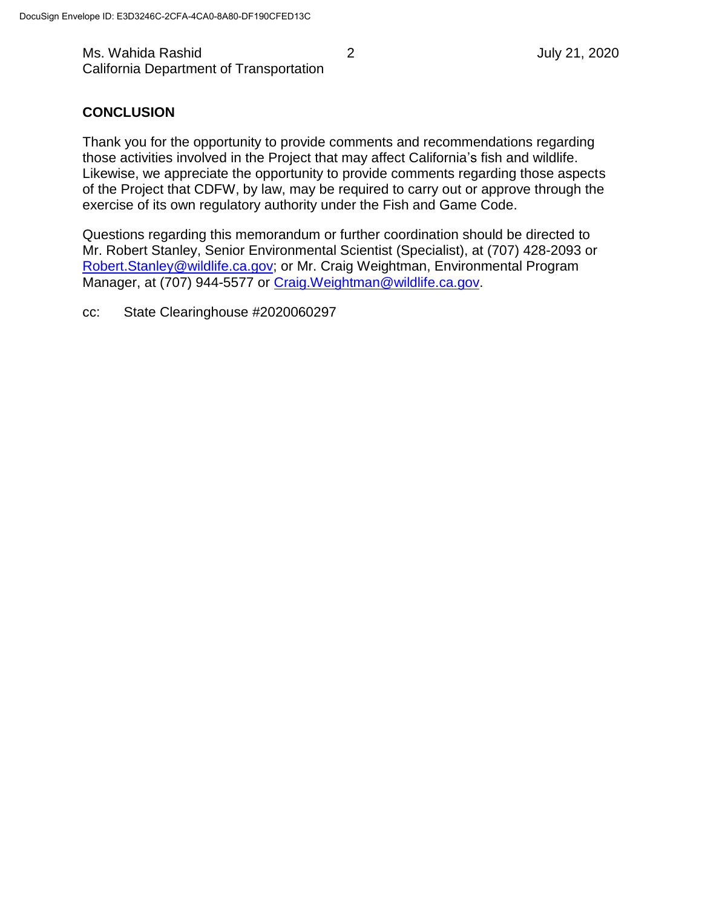## CONCLUSION

Thank you for the opportunity to provide comments and recommendations regarding those activities involved in the Project that may affect California's fish and wildlife. Likewise, we appreciate the opportunity to provide comments regarding those aspects of the Project that CDFW, by law, may be required to carry out or approve through the exercise of its own regulatory authority under the Fish and Game Code.

Questions regarding this memorandum or further coordination should be directed to Mr. Robert Stanley, Senior Environmental Scientist (Specialist), at (707) 428-2093 or Robert.Stanley@wildlife.ca.gov; or Mr. Craig Weightman, Environmental Program Manager, at (707) 944-5577 or Craig.Weightman@wildlife.ca.gov.

cc: State Clearinghouse #2020060297